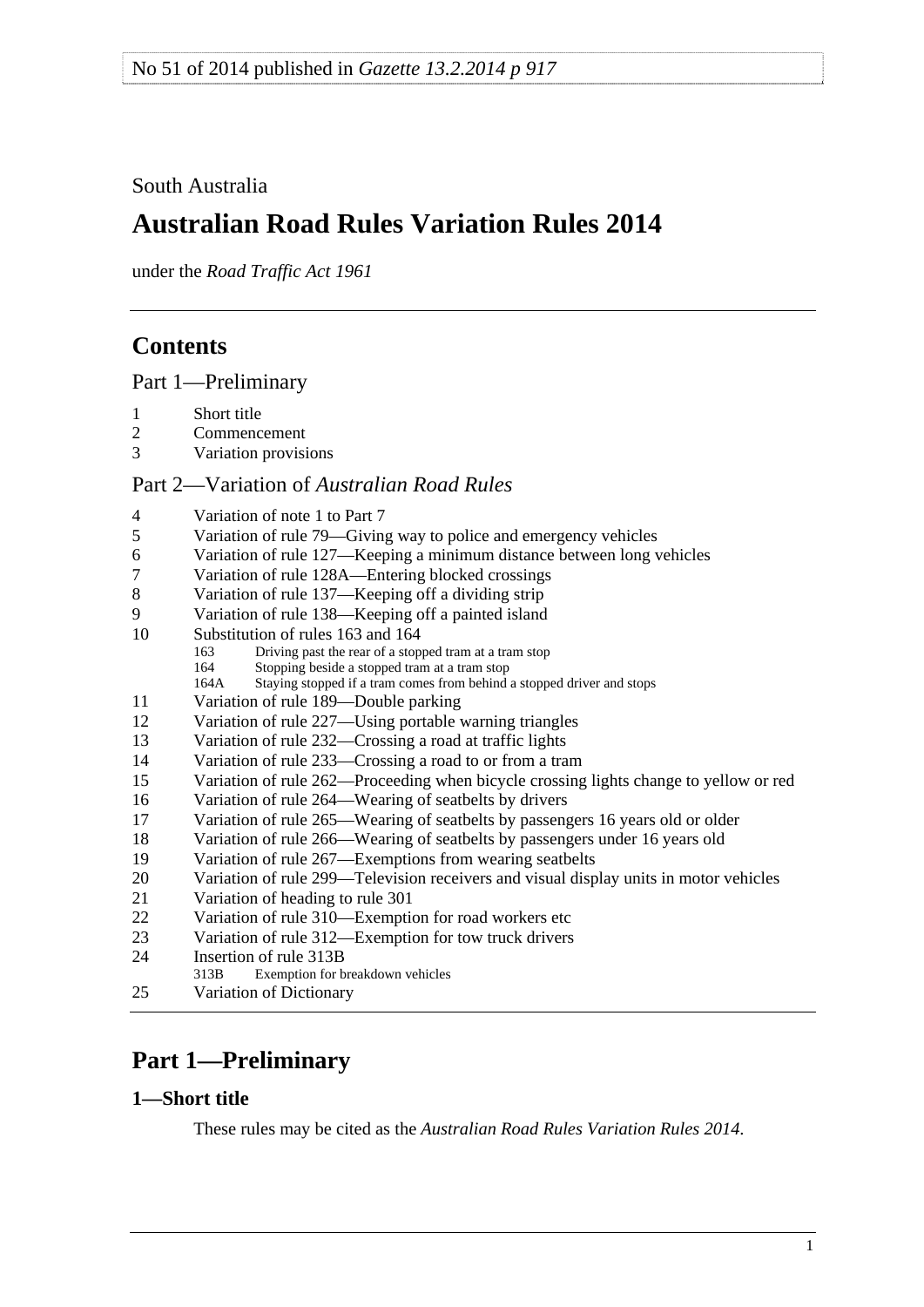No 51 of 2014 published in *Gazette 13.2.2014 p 917*

South Australia

# Australian Road Rules Variation Rules 2014

under the *Road Traffic Act 1961*

## Contents

Part 1—Preliminary

1 Short title
2 Commencement
3 Variation provisions

Part 2—Variation of *Australian Road Rules*

4 Variation of note 1 to Part 7
5 Variation of rule 79—Giving way to police and emergency vehicles
6 Variation of rule 127—Keeping a minimum distance between long vehicles
7 Variation of rule 128A—Entering blocked crossings
8 Variation of rule 137—Keeping off a dividing strip
9 Variation of rule 138—Keeping off a painted island
10 Substitution of rules 163 and 164
  163 Driving past the rear of a stopped tram at a tram stop
  164 Stopping beside a stopped tram at a tram stop
  164A Staying stopped if a tram comes from behind a stopped driver and stops
11 Variation of rule 189—Double parking
12 Variation of rule 227—Using portable warning triangles
13 Variation of rule 232—Crossing a road at traffic lights
14 Variation of rule 233—Crossing a road to or from a tram
15 Variation of rule 262—Proceeding when bicycle crossing lights change to yellow or red
16 Variation of rule 264—Wearing of seatbelts by drivers
17 Variation of rule 265—Wearing of seatbelts by passengers 16 years old or older
18 Variation of rule 266—Wearing of seatbelts by passengers under 16 years old
19 Variation of rule 267—Exemptions from wearing seatbelts
20 Variation of rule 299—Television receivers and visual display units in motor vehicles
21 Variation of heading to rule 301
22 Variation of rule 310—Exemption for road workers etc
23 Variation of rule 312—Exemption for tow truck drivers
24 Insertion of rule 313B
  313B Exemption for breakdown vehicles
25 Variation of Dictionary

## Part 1—Preliminary

### 1—Short title

These rules may be cited as the *Australian Road Rules Variation Rules 2014*.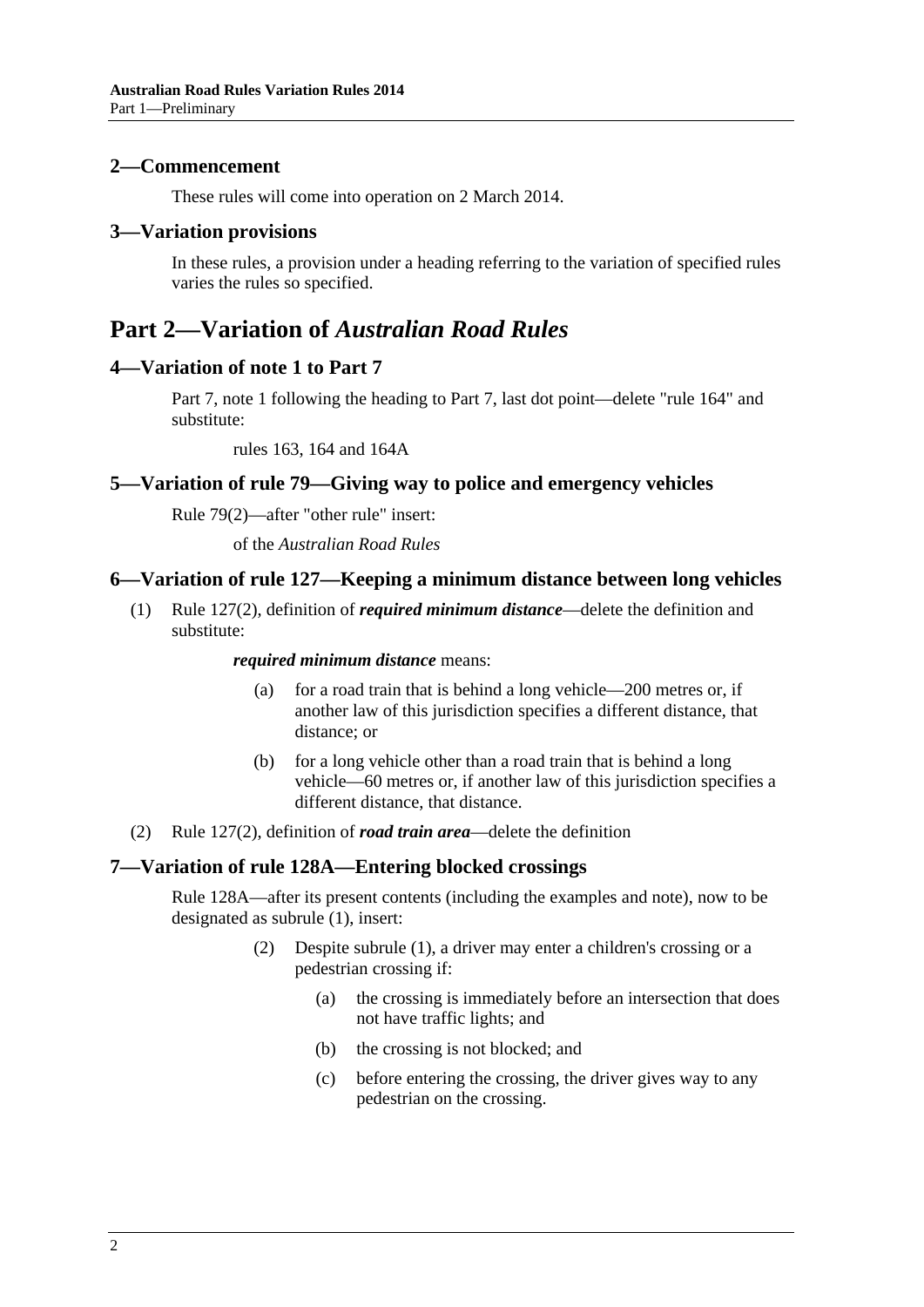## 2—Commencement

These rules will come into operation on 2 March 2014.

## 3—Variation provisions

In these rules, a provision under a heading referring to the variation of specified rules varies the rules so specified.

# Part 2—Variation of *Australian Road Rules*

## 4—Variation of note 1 to Part 7

Part 7, note 1 following the heading to Part 7, last dot point—delete "rule 164" and substitute:

> rules 163, 164 and 164A

## 5—Variation of rule 79—Giving way to police and emergency vehicles

Rule 79(2)—after "other rule" insert:

> of the *Australian Road Rules*

## 6—Variation of rule 127—Keeping a minimum distance between long vehicles

(1) Rule 127(2), definition of ***required minimum distance***—delete the definition and substitute:

> ***required minimum distance*** means:
>
> (a) for a road train that is behind a long vehicle—200 metres or, if another law of this jurisdiction specifies a different distance, that distance; or
>
> (b) for a long vehicle other than a road train that is behind a long vehicle—60 metres or, if another law of this jurisdiction specifies a different distance, that distance.

(2) Rule 127(2), definition of ***road train area***—delete the definition

## 7—Variation of rule 128A—Entering blocked crossings

Rule 128A—after its present contents (including the examples and note), now to be designated as subrule (1), insert:

> (2) Despite subrule (1), a driver may enter a children's crossing or a pedestrian crossing if:
>
> (a) the crossing is immediately before an intersection that does not have traffic lights; and
>
> (b) the crossing is not blocked; and
>
> (c) before entering the crossing, the driver gives way to any pedestrian on the crossing.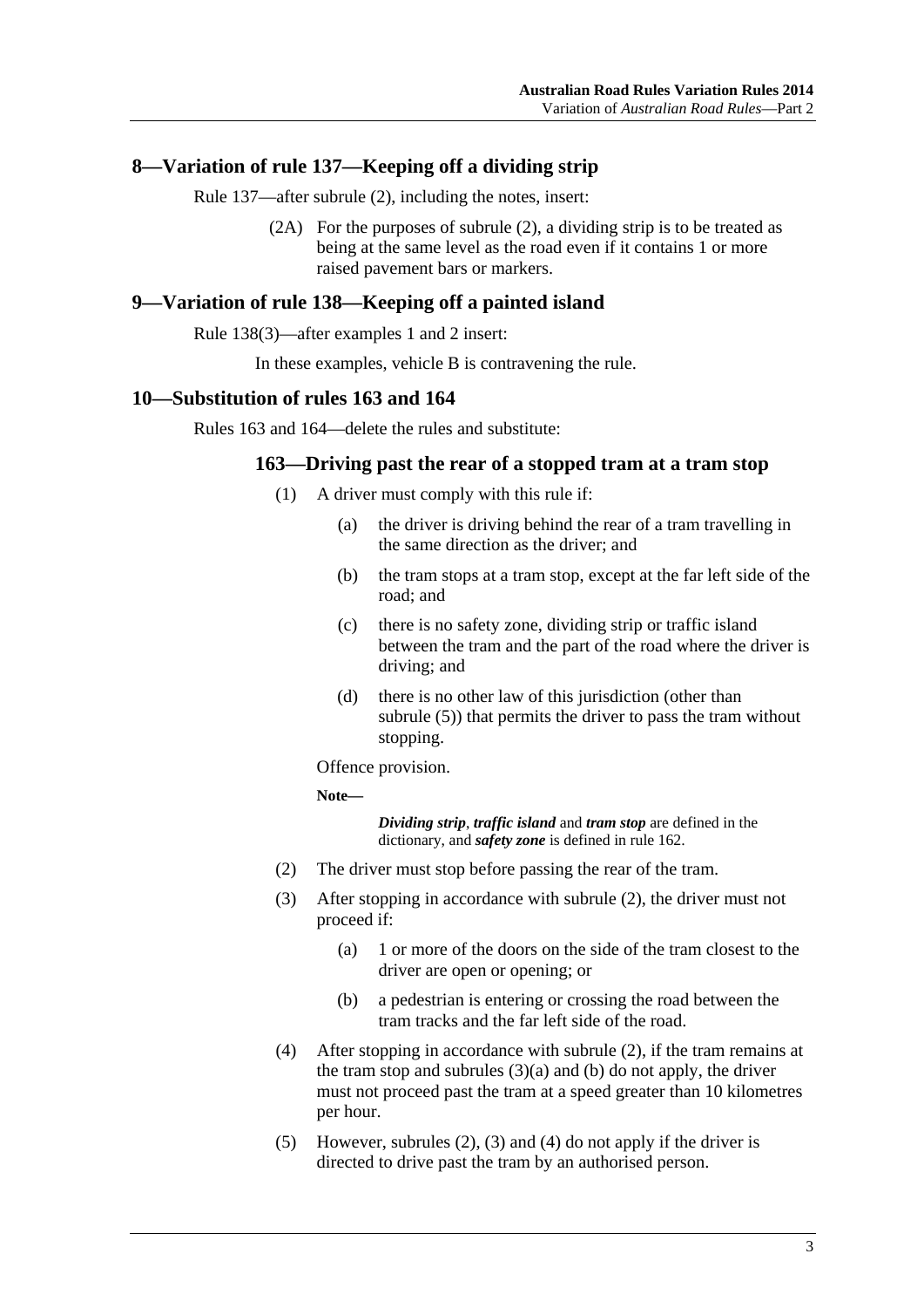## 8—Variation of rule 137—Keeping off a dividing strip

Rule 137—after subrule (2), including the notes, insert:

(2A) For the purposes of subrule (2), a dividing strip is to be treated as being at the same level as the road even if it contains 1 or more raised pavement bars or markers.

## 9—Variation of rule 138—Keeping off a painted island

Rule 138(3)—after examples 1 and 2 insert:

In these examples, vehicle B is contravening the rule.

## 10—Substitution of rules 163 and 164

Rules 163 and 164—delete the rules and substitute:

### 163—Driving past the rear of a stopped tram at a tram stop

(1) A driver must comply with this rule if:

(a) the driver is driving behind the rear of a tram travelling in the same direction as the driver; and

(b) the tram stops at a tram stop, except at the far left side of the road; and

(c) there is no safety zone, dividing strip or traffic island between the tram and the part of the road where the driver is driving; and

(d) there is no other law of this jurisdiction (other than subrule (5)) that permits the driver to pass the tram without stopping.

Offence provision.

**Note—**

***Dividing strip***, ***traffic island*** and ***tram stop*** are defined in the dictionary, and ***safety zone*** is defined in rule 162.

(2) The driver must stop before passing the rear of the tram.

(3) After stopping in accordance with subrule (2), the driver must not proceed if:

(a) 1 or more of the doors on the side of the tram closest to the driver are open or opening; or

(b) a pedestrian is entering or crossing the road between the tram tracks and the far left side of the road.

(4) After stopping in accordance with subrule (2), if the tram remains at the tram stop and subrules (3)(a) and (b) do not apply, the driver must not proceed past the tram at a speed greater than 10 kilometres per hour.

(5) However, subrules (2), (3) and (4) do not apply if the driver is directed to drive past the tram by an authorised person.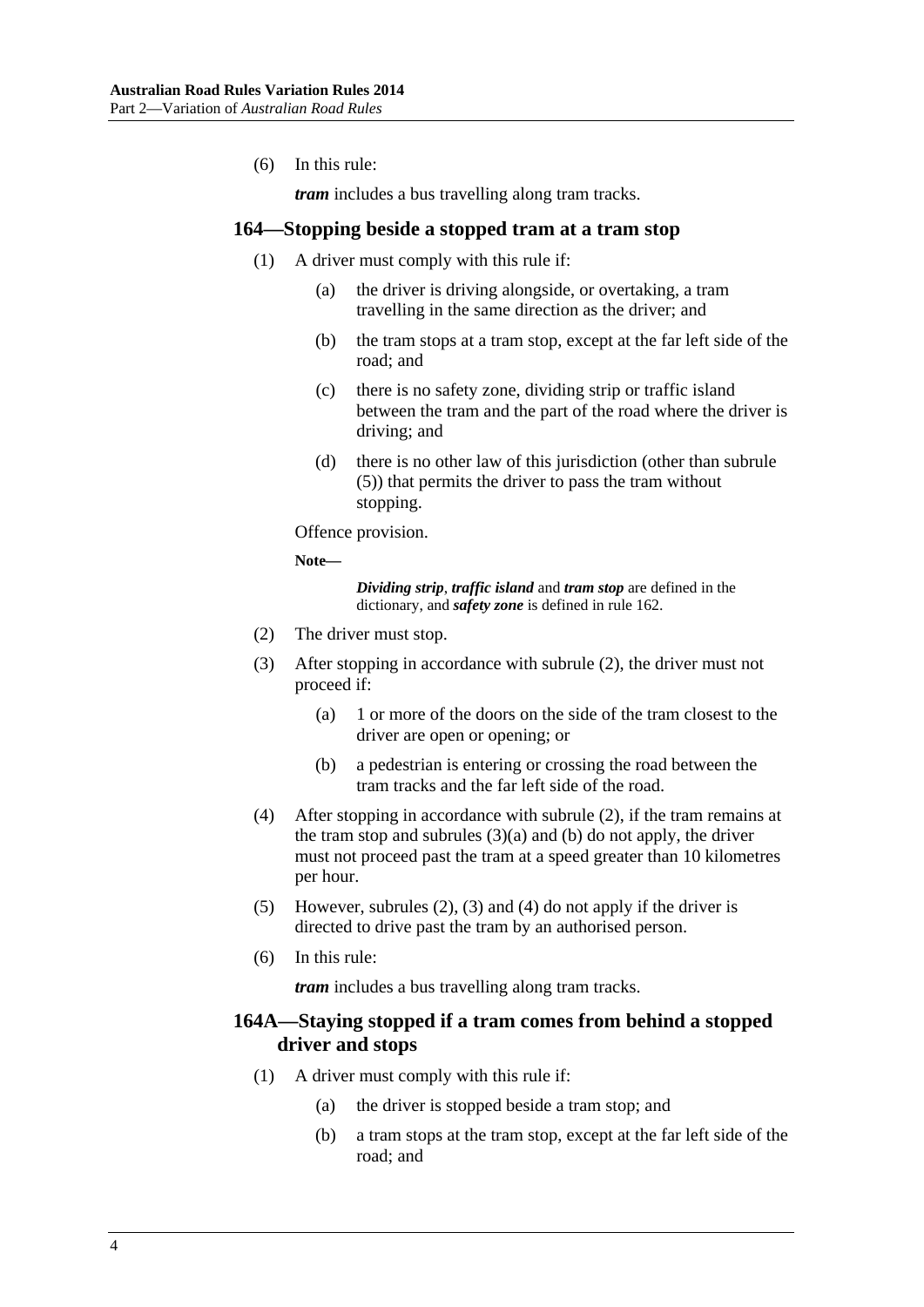(6) In this rule:

***tram*** includes a bus travelling along tram tracks.

### 164—Stopping beside a stopped tram at a tram stop

(1) A driver must comply with this rule if:

  (a) the driver is driving alongside, or overtaking, a tram travelling in the same direction as the driver; and

  (b) the tram stops at a tram stop, except at the far left side of the road; and

  (c) there is no safety zone, dividing strip or traffic island between the tram and the part of the road where the driver is driving; and

  (d) there is no other law of this jurisdiction (other than subrule (5)) that permits the driver to pass the tram without stopping.

Offence provision.

**Note—**

> ***Dividing strip***, ***traffic island*** and ***tram stop*** are defined in the dictionary, and ***safety zone*** is defined in rule 162.

(2) The driver must stop.

(3) After stopping in accordance with subrule (2), the driver must not proceed if:

  (a) 1 or more of the doors on the side of the tram closest to the driver are open or opening; or

  (b) a pedestrian is entering or crossing the road between the tram tracks and the far left side of the road.

(4) After stopping in accordance with subrule (2), if the tram remains at the tram stop and subrules (3)(a) and (b) do not apply, the driver must not proceed past the tram at a speed greater than 10 kilometres per hour.

(5) However, subrules (2), (3) and (4) do not apply if the driver is directed to drive past the tram by an authorised person.

(6) In this rule:

***tram*** includes a bus travelling along tram tracks.

### 164A—Staying stopped if a tram comes from behind a stopped driver and stops

(1) A driver must comply with this rule if:

  (a) the driver is stopped beside a tram stop; and

  (b) a tram stops at the tram stop, except at the far left side of the road; and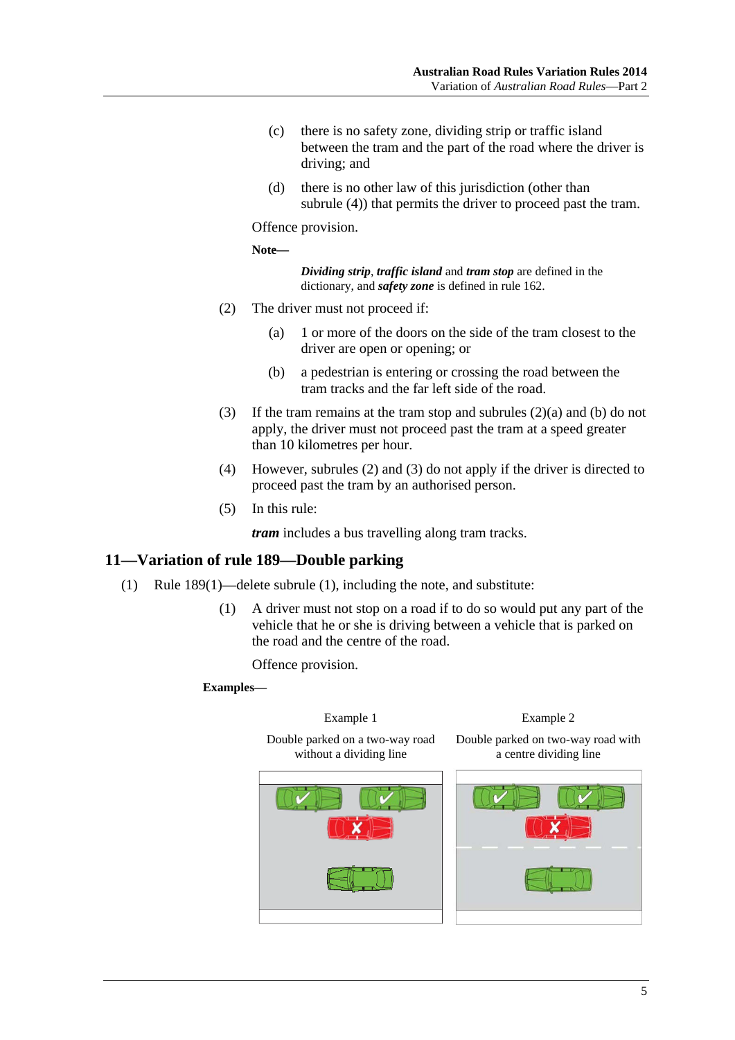(c) there is no safety zone, dividing strip or traffic island between the tram and the part of the road where the driver is driving; and

(d) there is no other law of this jurisdiction (other than subrule (4)) that permits the driver to proceed past the tram.

Offence provision.

**Note—**

***Dividing strip***, ***traffic island*** and ***tram stop*** are defined in the dictionary, and ***safety zone*** is defined in rule 162.

(2) The driver must not proceed if:

(a) 1 or more of the doors on the side of the tram closest to the driver are open or opening; or

(b) a pedestrian is entering or crossing the road between the tram tracks and the far left side of the road.

(3) If the tram remains at the tram stop and subrules (2)(a) and (b) do not apply, the driver must not proceed past the tram at a speed greater than 10 kilometres per hour.

(4) However, subrules (2) and (3) do not apply if the driver is directed to proceed past the tram by an authorised person.

(5) In this rule:

***tram*** includes a bus travelling along tram tracks.

## 11—Variation of rule 189—Double parking

(1) Rule 189(1)—delete subrule (1), including the note, and substitute:

(1) A driver must not stop on a road if to do so would put any part of the vehicle that he or she is driving between a vehicle that is parked on the road and the centre of the road.

Offence provision.

**Examples—**

Example 1

Double parked on a two-way road without a dividing line

Example 2

Double parked on two-way road with a centre dividing line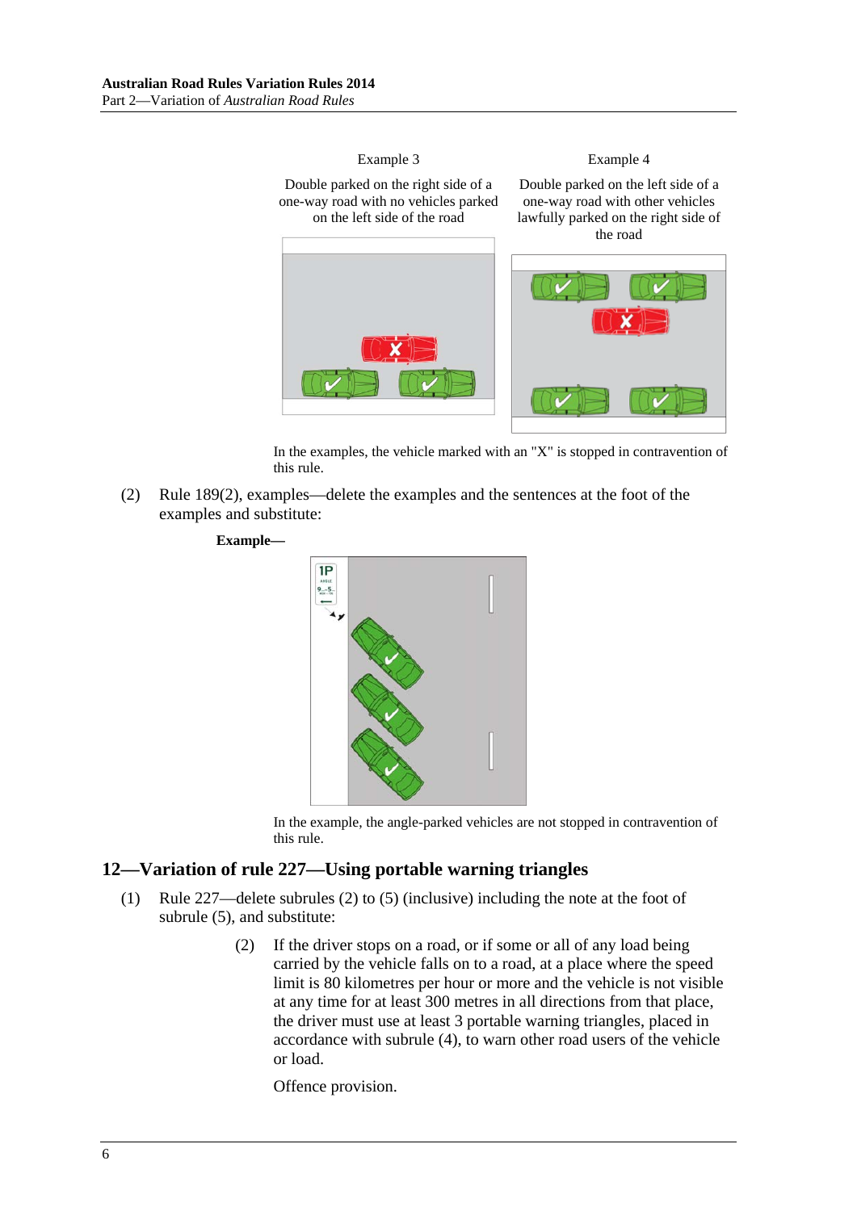Example 3

Double parked on the right side of a one-way road with no vehicles parked on the left side of the road

Example 4

Double parked on the left side of a one-way road with other vehicles lawfully parked on the right side of the road

In the examples, the vehicle marked with an "X" is stopped in contravention of this rule.

(2) Rule 189(2), examples—delete the examples and the sentences at the foot of the examples and substitute:

**Example—**

In the example, the angle-parked vehicles are not stopped in contravention of this rule.

## 12—Variation of rule 227—Using portable warning triangles

(1) Rule 227—delete subrules (2) to (5) (inclusive) including the note at the foot of subrule (5), and substitute:

(2) If the driver stops on a road, or if some or all of any load being carried by the vehicle falls on to a road, at a place where the speed limit is 80 kilometres per hour or more and the vehicle is not visible at any time for at least 300 metres in all directions from that place, the driver must use at least 3 portable warning triangles, placed in accordance with subrule (4), to warn other road users of the vehicle or load.

Offence provision.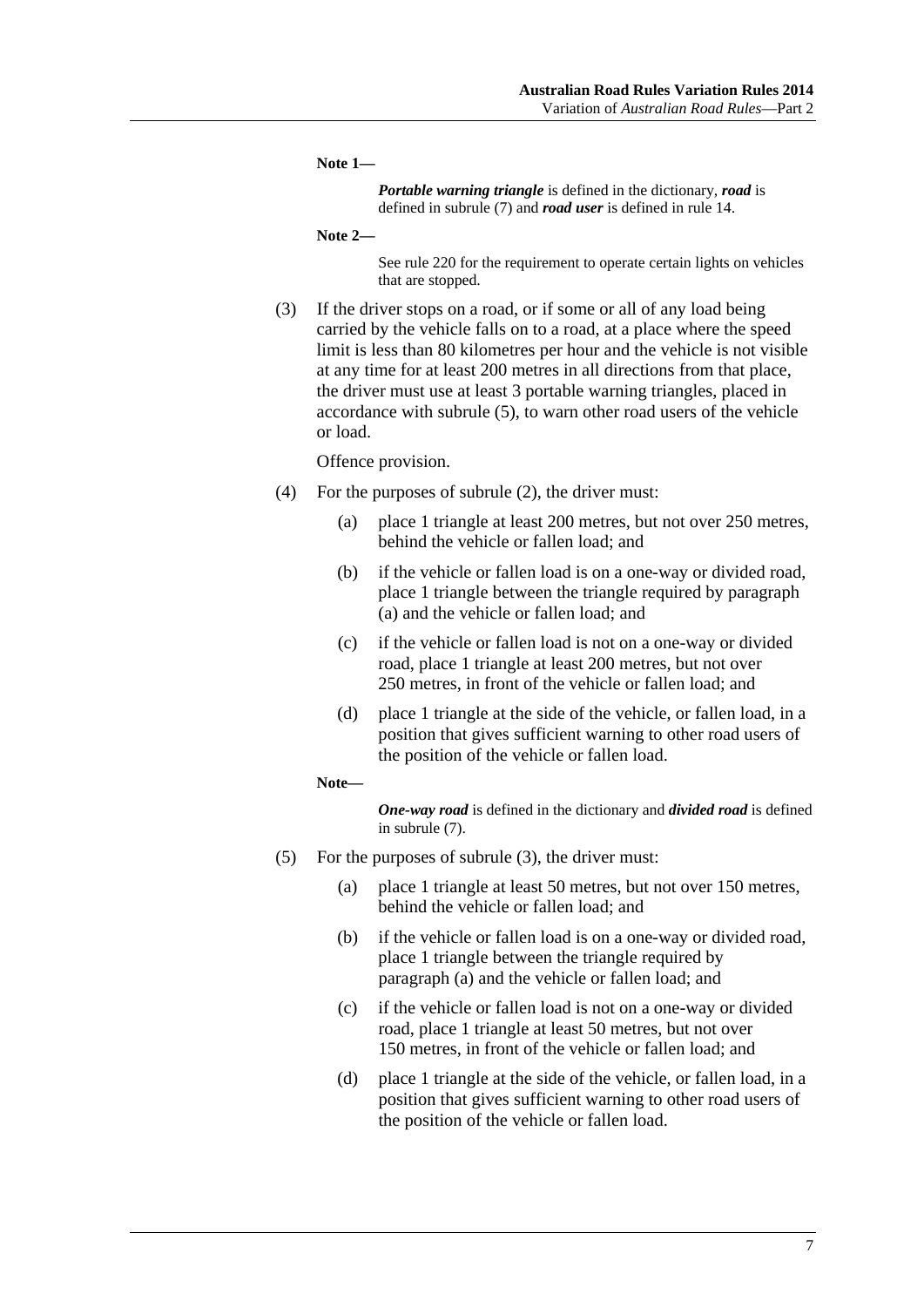**Note 1—**

> ***Portable warning triangle*** is defined in the dictionary, ***road*** is defined in subrule (7) and ***road user*** is defined in rule 14.

**Note 2—**

> See rule 220 for the requirement to operate certain lights on vehicles that are stopped.

(3) If the driver stops on a road, or if some or all of any load being carried by the vehicle falls on to a road, at a place where the speed limit is less than 80 kilometres per hour and the vehicle is not visible at any time for at least 200 metres in all directions from that place, the driver must use at least 3 portable warning triangles, placed in accordance with subrule (5), to warn other road users of the vehicle or load.

Offence provision.

(4) For the purposes of subrule (2), the driver must:

- (a) place 1 triangle at least 200 metres, but not over 250 metres, behind the vehicle or fallen load; and
- (b) if the vehicle or fallen load is on a one-way or divided road, place 1 triangle between the triangle required by paragraph (a) and the vehicle or fallen load; and
- (c) if the vehicle or fallen load is not on a one-way or divided road, place 1 triangle at least 200 metres, but not over 250 metres, in front of the vehicle or fallen load; and
- (d) place 1 triangle at the side of the vehicle, or fallen load, in a position that gives sufficient warning to other road users of the position of the vehicle or fallen load.

**Note—**

> ***One-way road*** is defined in the dictionary and ***divided road*** is defined in subrule (7).

(5) For the purposes of subrule (3), the driver must:

- (a) place 1 triangle at least 50 metres, but not over 150 metres, behind the vehicle or fallen load; and
- (b) if the vehicle or fallen load is on a one-way or divided road, place 1 triangle between the triangle required by paragraph (a) and the vehicle or fallen load; and
- (c) if the vehicle or fallen load is not on a one-way or divided road, place 1 triangle at least 50 metres, but not over 150 metres, in front of the vehicle or fallen load; and
- (d) place 1 triangle at the side of the vehicle, or fallen load, in a position that gives sufficient warning to other road users of the position of the vehicle or fallen load.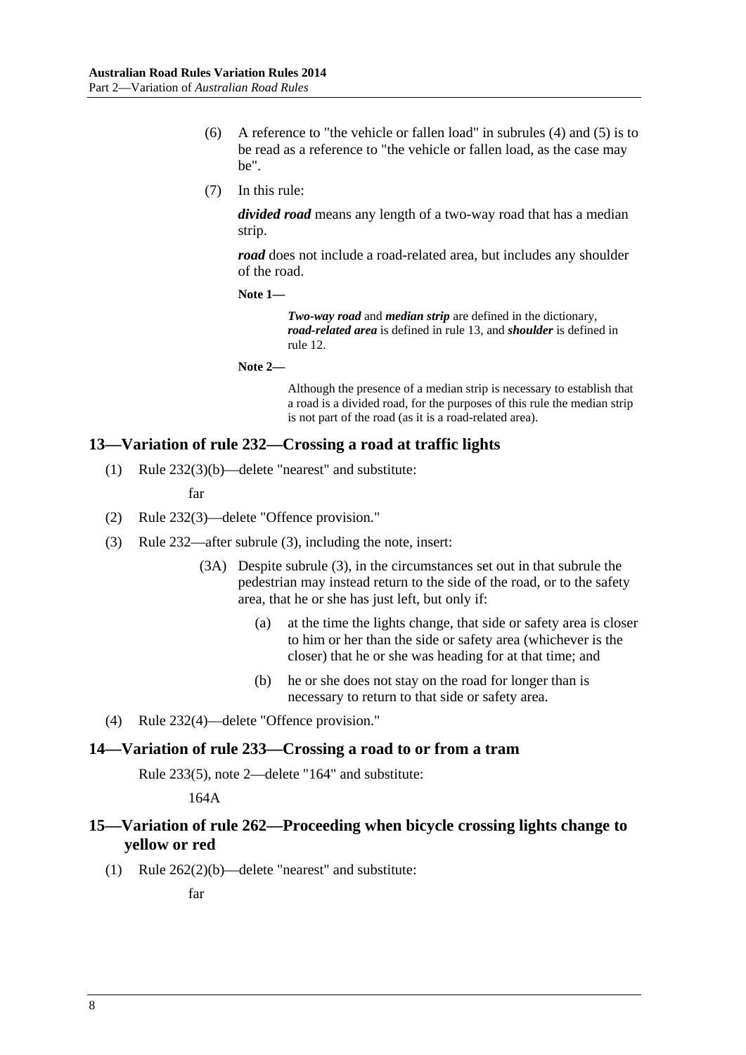(6) A reference to "the vehicle or fallen load" in subrules (4) and (5) is to be read as a reference to "the vehicle or fallen load, as the case may be".

(7) In this rule:

***divided road*** means any length of a two-way road that has a median strip.

***road*** does not include a road-related area, but includes any shoulder of the road.

**Note 1—**

> ***Two-way road*** and ***median strip*** are defined in the dictionary, ***road-related area*** is defined in rule 13, and ***shoulder*** is defined in rule 12.

**Note 2—**

> Although the presence of a median strip is necessary to establish that a road is a divided road, for the purposes of this rule the median strip is not part of the road (as it is a road-related area).

## 13—Variation of rule 232—Crossing a road at traffic lights

(1) Rule 232(3)(b)—delete "nearest" and substitute:

far

(2) Rule 232(3)—delete "Offence provision."

(3) Rule 232—after subrule (3), including the note, insert:

(3A) Despite subrule (3), in the circumstances set out in that subrule the pedestrian may instead return to the side of the road, or to the safety area, that he or she has just left, but only if:

(a) at the time the lights change, that side or safety area is closer to him or her than the side or safety area (whichever is the closer) that he or she was heading for at that time; and

(b) he or she does not stay on the road for longer than is necessary to return to that side or safety area.

(4) Rule 232(4)—delete "Offence provision."

## 14—Variation of rule 233—Crossing a road to or from a tram

Rule 233(5), note 2—delete "164" and substitute:

164A

## 15—Variation of rule 262—Proceeding when bicycle crossing lights change to yellow or red

(1) Rule 262(2)(b)—delete "nearest" and substitute:

far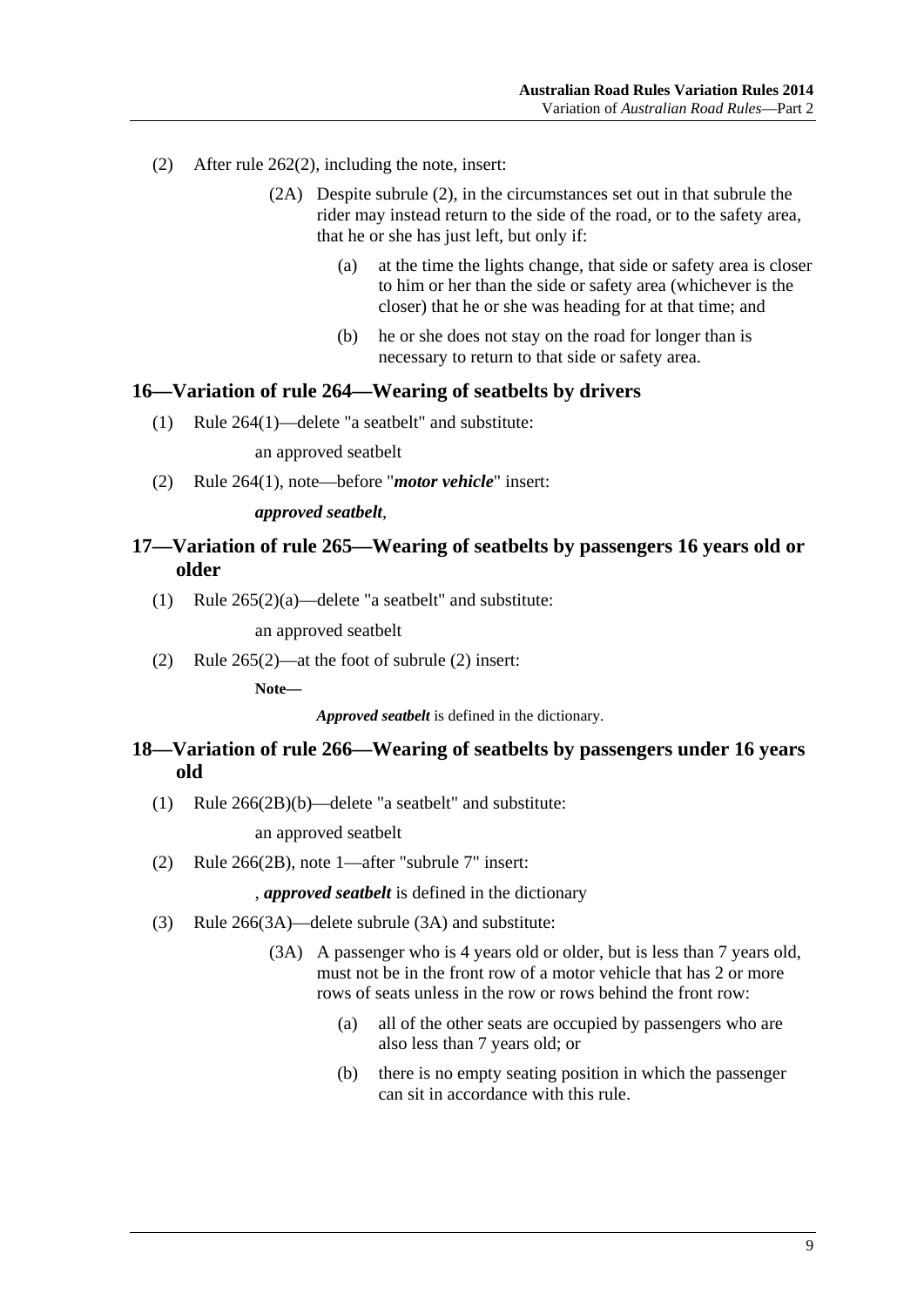(2) After rule 262(2), including the note, insert:

> (2A) Despite subrule (2), in the circumstances set out in that subrule the rider may instead return to the side of the road, or to the safety area, that he or she has just left, but only if:
>
> > (a) at the time the lights change, that side or safety area is closer to him or her than the side or safety area (whichever is the closer) that he or she was heading for at that time; and
> >
> > (b) he or she does not stay on the road for longer than is necessary to return to that side or safety area.

## 16—Variation of rule 264—Wearing of seatbelts by drivers

(1) Rule 264(1)—delete "a seatbelt" and substitute:

> an approved seatbelt

(2) Rule 264(1), note—before "***motor vehicle***" insert:

> ***approved seatbelt***,

## 17—Variation of rule 265—Wearing of seatbelts by passengers 16 years old or older

(1) Rule 265(2)(a)—delete "a seatbelt" and substitute:

> an approved seatbelt

(2) Rule 265(2)—at the foot of subrule (2) insert:

> **Note—**
>
> ***Approved seatbelt*** is defined in the dictionary.

## 18—Variation of rule 266—Wearing of seatbelts by passengers under 16 years old

(1) Rule 266(2B)(b)—delete "a seatbelt" and substitute:

> an approved seatbelt

(2) Rule 266(2B), note 1—after "subrule 7" insert:

> , ***approved seatbelt*** is defined in the dictionary

(3) Rule 266(3A)—delete subrule (3A) and substitute:

> (3A) A passenger who is 4 years old or older, but is less than 7 years old, must not be in the front row of a motor vehicle that has 2 or more rows of seats unless in the row or rows behind the front row:
>
> > (a) all of the other seats are occupied by passengers who are also less than 7 years old; or
> >
> > (b) there is no empty seating position in which the passenger can sit in accordance with this rule.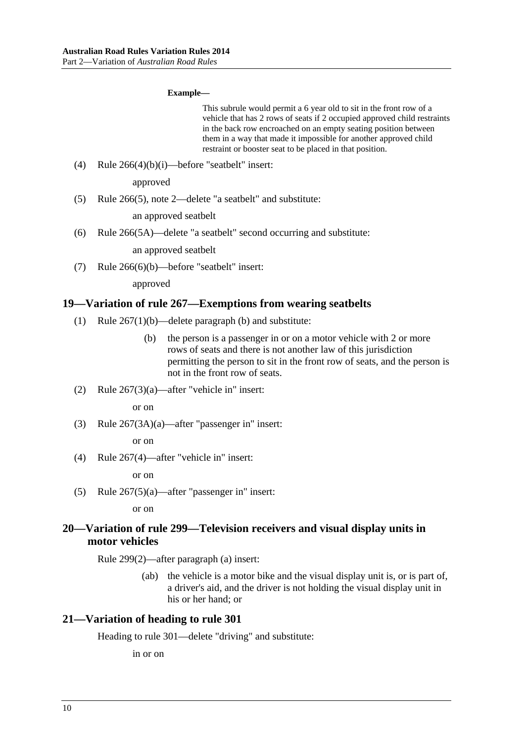**Example—**

This subrule would permit a 6 year old to sit in the front row of a vehicle that has 2 rows of seats if 2 occupied approved child restraints in the back row encroached on an empty seating position between them in a way that made it impossible for another approved child restraint or booster seat to be placed in that position.

(4) Rule 266(4)(b)(i)—before "seatbelt" insert:

approved

(5) Rule 266(5), note 2—delete "a seatbelt" and substitute:

an approved seatbelt

(6) Rule 266(5A)—delete "a seatbelt" second occurring and substitute:

an approved seatbelt

(7) Rule 266(6)(b)—before "seatbelt" insert:

approved

## 19—Variation of rule 267—Exemptions from wearing seatbelts

(1) Rule 267(1)(b)—delete paragraph (b) and substitute:

(b) the person is a passenger in or on a motor vehicle with 2 or more rows of seats and there is not another law of this jurisdiction permitting the person to sit in the front row of seats, and the person is not in the front row of seats.

(2) Rule 267(3)(a)—after "vehicle in" insert:

or on

(3) Rule 267(3A)(a)—after "passenger in" insert:

or on

(4) Rule 267(4)—after "vehicle in" insert:

or on

(5) Rule 267(5)(a)—after "passenger in" insert:

or on

## 20—Variation of rule 299—Television receivers and visual display units in motor vehicles

Rule 299(2)—after paragraph (a) insert:

(ab) the vehicle is a motor bike and the visual display unit is, or is part of, a driver's aid, and the driver is not holding the visual display unit in his or her hand; or

## 21—Variation of heading to rule 301

Heading to rule 301—delete "driving" and substitute:

in or on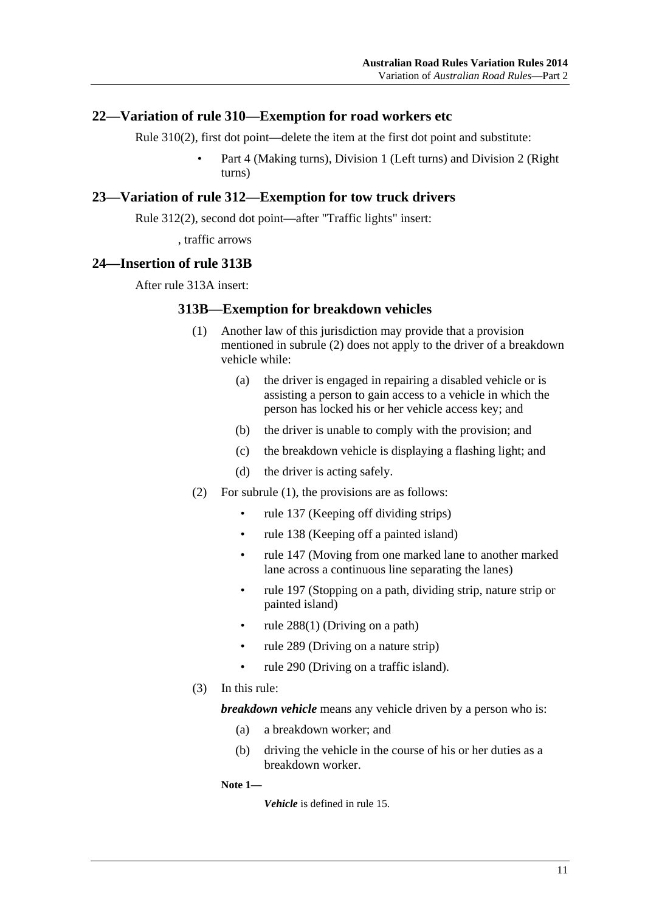## 22—Variation of rule 310—Exemption for road workers etc

Rule 310(2), first dot point—delete the item at the first dot point and substitute:

- Part 4 (Making turns), Division 1 (Left turns) and Division 2 (Right turns)

## 23—Variation of rule 312—Exemption for tow truck drivers

Rule 312(2), second dot point—after "Traffic lights" insert:

, traffic arrows

## 24—Insertion of rule 313B

After rule 313A insert:

### 313B—Exemption for breakdown vehicles

(1) Another law of this jurisdiction may provide that a provision mentioned in subrule (2) does not apply to the driver of a breakdown vehicle while:

(a) the driver is engaged in repairing a disabled vehicle or is assisting a person to gain access to a vehicle in which the person has locked his or her vehicle access key; and

(b) the driver is unable to comply with the provision; and

(c) the breakdown vehicle is displaying a flashing light; and

(d) the driver is acting safely.

(2) For subrule (1), the provisions are as follows:

- rule 137 (Keeping off dividing strips)
- rule 138 (Keeping off a painted island)
- rule 147 (Moving from one marked lane to another marked lane across a continuous line separating the lanes)
- rule 197 (Stopping on a path, dividing strip, nature strip or painted island)
- rule 288(1) (Driving on a path)
- rule 289 (Driving on a nature strip)
- rule 290 (Driving on a traffic island).

(3) In this rule:

***breakdown vehicle*** means any vehicle driven by a person who is:

(a) a breakdown worker; and

(b) driving the vehicle in the course of his or her duties as a breakdown worker.

**Note 1—**

***Vehicle*** is defined in rule 15.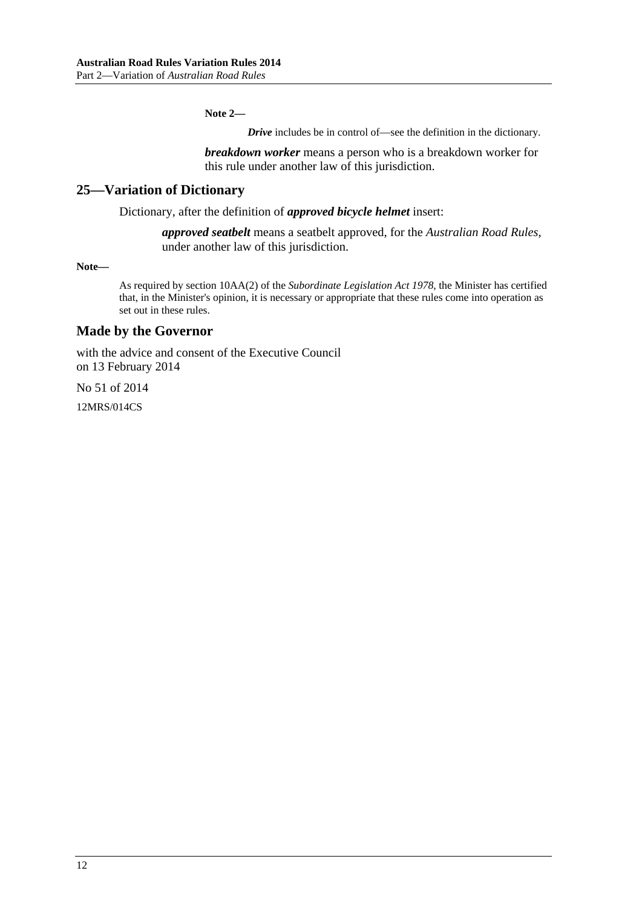**Note 2—**

*Drive* includes be in control of—see the definition in the dictionary.

***breakdown worker*** means a person who is a breakdown worker for this rule under another law of this jurisdiction.

## 25—Variation of Dictionary

Dictionary, after the definition of ***approved bicycle helmet*** insert:

***approved seatbelt*** means a seatbelt approved, for the *Australian Road Rules*, under another law of this jurisdiction.

**Note—**

As required by section 10AA(2) of the *Subordinate Legislation Act 1978*, the Minister has certified that, in the Minister's opinion, it is necessary or appropriate that these rules come into operation as set out in these rules.

## Made by the Governor

with the advice and consent of the Executive Council on 13 February 2014

No 51 of 2014

12MRS/014CS